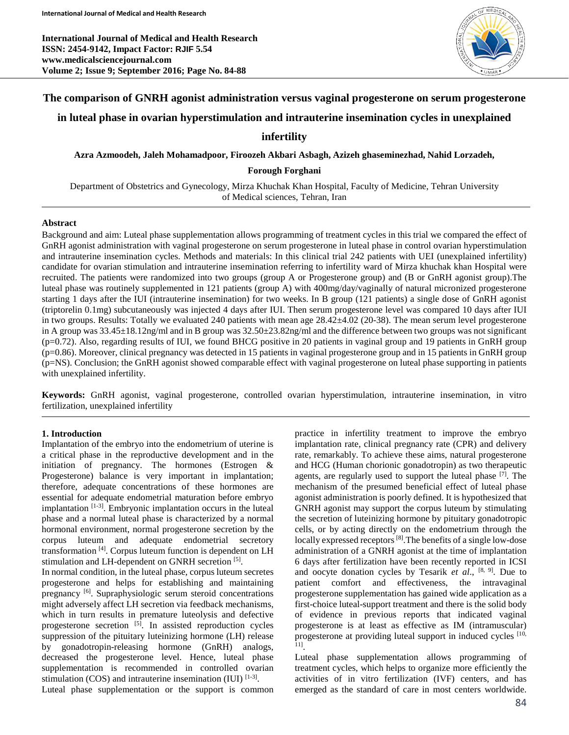# The comparison of GNRH agonist administration versus vaginal progesterone on serum progesterone in luteal phase in ovarian hyperstimulation and intrauterine insemination cycles in unexplained infertility

**Azra Azmoodeh, Jaleh Mohamadpoor, Firoozeh Akbari Asbagh, Azizeh ghaseminezhad, Nahid Lorzadeh, Forough Forghani**

Department of Obstetrics and Gynecology, Mirza Khuchak Khan Hospital, Faculty of Medicine, Tehran University of Medical sciences, Tehran, Iran

## Abstract

Background and aim: Luteal phase supplementation allows programming of treatment cycles in this trial we compared the effect of GnRH agonist administration with vaginal progesterone on serum progesterone in luteal phase in control ovarian hyperstimulation and intrauterine insemination cycles. Methods and materials: In this clinical trial 242 patients with UEI (unexplained infertility) candidate for ovarian stimulation and intrauterine insemination referring to infertility ward of Mirza khuchak khan Hospital were recruited. The patients were randomized into two groups (group A or Progesterone group) and (B or GnRH agonist group).The luteal phase was routinely supplemented in 121 patients (group A) with 400mg/day/vaginally of natural micronized progesterone starting 1 days after the IUI (intrauterine insemination) for two weeks. In B group (121 patients) a single dose of GnRH agonist (triptorelin 0.1mg) subcutaneously was injected 4 days after IUI. Then serum progesterone level was compared 10 days after IUI in two groups. Results: Totally we evaluated 240 patients with mean age 28.42±4.02 (20-38). The mean serum level progesterone in A group was 33.45±18.12ng/ml and in B group was 32.50±23.82ng/ml and the difference between two groups was not significant (p=0.72). Also, regarding results of IUI, we found BHCG positive in 20 patients in vaginal group and 19 patients in GnRH group (p=0.86). Moreover, clinical pregnancy was detected in 15 patients in vaginal progesterone group and in 15 patients in GnRH group (p=NS). Conclusion; the GnRH agonist showed comparable effect with vaginal progesterone on luteal phase supporting in patients with unexplained infertility.

**Keywords:** GnRH agonist, vaginal progesterone, controlled ovarian hyperstimulation, intrauterine insemination, in vitro fertilization, unexplained infertility

## 1. Introduction

Implantation of the embryo into the endometrium of uterine is a critical phase in the reproductive development and in the initiation of pregnancy. The hormones (Estrogen & Progesterone) balance is very important in implantation; therefore, adequate concentrations of these hormones are essential for adequate endometrial maturation before embryo implantation [1-3]. Embryonic implantation occurs in the luteal phase and a normal luteal phase is characterized by a normal hormonal environment, normal progesterone secretion by the corpus luteum and adequate endometrial secretory transformation [4]. Corpus luteum function is dependent on LH stimulation and LH-dependent on GNRH secretion [5].

In normal condition, in the luteal phase, corpus luteum secretes progesterone and helps for establishing and maintaining pregnancy [6]. Supraphysiologic serum steroid concentrations might adversely affect LH secretion via feedback mechanisms, which in turn results in premature luteolysis and defective progesterone secretion [5]. In assisted reproduction cycles suppression of the pituitary luteinizing hormone (LH) release by gonadotropin-releasing hormone (GnRH) analogs, decreased the progesterone level. Hence, luteal phase supplementation is recommended in controlled ovarian stimulation (COS) and intrauterine insemination (IUI) [1-3].

Luteal phase supplementation or the support is common practice in infertility treatment to improve the embryo implantation rate, clinical pregnancy rate (CPR) and delivery rate, remarkably. To achieve these aims, natural progesterone and HCG (Human chorionic gonadotropin) as two therapeutic agents, are regularly used to support the luteal phase [7]. The mechanism of the presumed beneficial effect of luteal phase agonist administration is poorly defined. It is hypothesized that GNRH agonist may support the corpus luteum by stimulating the secretion of luteinizing hormone by pituitary gonadotropic cells, or by acting directly on the endometrium through the locally expressed receptors [8].The benefits of a single low-dose administration of a GNRH agonist at the time of implantation 6 days after fertilization have been recently reported in ICSI and oocyte donation cycles by Tesarik *et al.*, [8, 9]. Due to patient comfort and effectiveness, the intravaginal progesterone supplementation has gained wide application as a first-choice luteal-support treatment and there is the solid body of evidence in previous reports that indicated vaginal progesterone is at least as effective as IM (intramuscular) progesterone at providing luteal support in induced cycles [10, 11].

Luteal phase supplementation allows programming of treatment cycles, which helps to organize more efficiently the activities of in vitro fertilization (IVF) centers, and has emerged as the standard of care in most centers worldwide.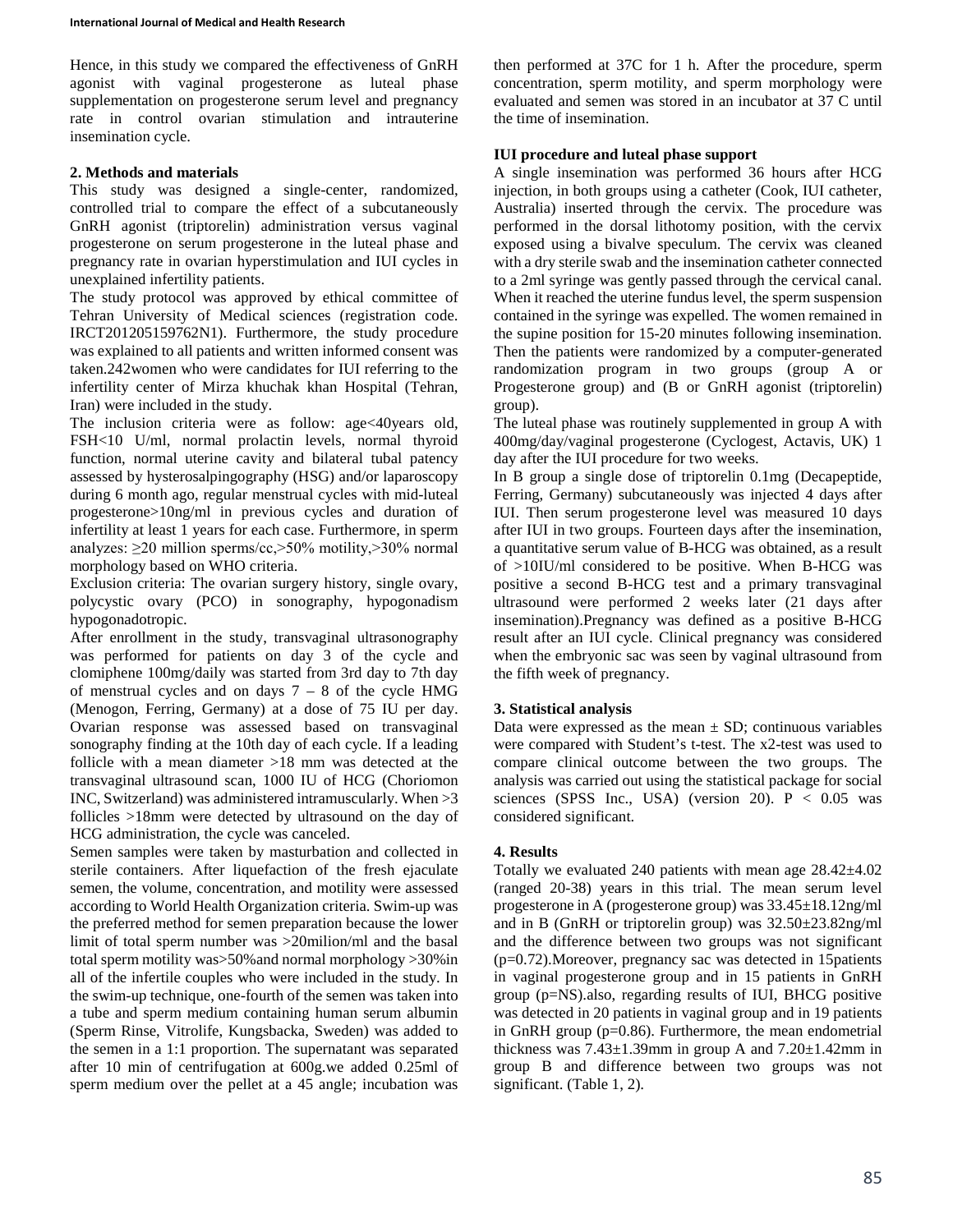Hence, in this study we compared the effectiveness of GnRH agonist with vaginal progesterone as luteal phase supplementation on progesterone serum level and pregnancy rate in control ovarian stimulation and intrauterine insemination cycle.

## 2. Methods and materials

This study was designed a single-center, randomized, controlled trial to compare the effect of a subcutaneously GnRH agonist (triptorelin) administration versus vaginal progesterone on serum progesterone in the luteal phase and pregnancy rate in ovarian hyperstimulation and IUI cycles in unexplained infertility patients.

The study protocol was approved by ethical committee of Tehran University of Medical sciences (registration code. IRCT201205159762N1). Furthermore, the study procedure was explained to all patients and written informed consent was taken.242women who were candidates for IUI referring to the infertility center of Mirza khuchak khan Hospital (Tehran, Iran) were included in the study.

The inclusion criteria were as follow: age<40years old, FSH<10 U/ml, normal prolactin levels, normal thyroid function, normal uterine cavity and bilateral tubal patency assessed by hysterosalpingography (HSG) and/or laparoscopy during 6 month ago, regular menstrual cycles with mid-luteal progesterone>10ng/ml in previous cycles and duration of infertility at least 1 years for each case. Furthermore, in sperm analyzes: ≥20 million sperms/cc,>50% motility,>30% normal morphology based on WHO criteria.

Exclusion criteria: The ovarian surgery history, single ovary, polycystic ovary (PCO) in sonography, hypogonadism hypogonadotropic.

After enrollment in the study, transvaginal ultrasonography was performed for patients on day 3 of the cycle and clomiphene 100mg/daily was started from 3rd day to 7th day of menstrual cycles and on days 7 – 8 of the cycle HMG (Menogon, Ferring, Germany) at a dose of 75 IU per day. Ovarian response was assessed based on transvaginal sonography finding at the 10th day of each cycle. If a leading follicle with a mean diameter >18 mm was detected at the transvaginal ultrasound scan, 1000 IU of HCG (Choriomon INC, Switzerland) was administered intramuscularly. When >3 follicles >18mm were detected by ultrasound on the day of HCG administration, the cycle was canceled.

Semen samples were taken by masturbation and collected in sterile containers. After liquefaction of the fresh ejaculate semen, the volume, concentration, and motility were assessed according to World Health Organization criteria. Swim-up was the preferred method for semen preparation because the lower limit of total sperm number was >20milion/ml and the basal total sperm motility was>50%and normal morphology >30%in all of the infertile couples who were included in the study. In the swim-up technique, one-fourth of the semen was taken into a tube and sperm medium containing human serum albumin (Sperm Rinse, Vitrolife, Kungsbacka, Sweden) was added to the semen in a 1:1 proportion. The supernatant was separated after 10 min of centrifugation at 600g.we added 0.25ml of sperm medium over the pellet at a 45 angle; incubation was then performed at 37C for 1 h. After the procedure, sperm concentration, sperm motility, and sperm morphology were evaluated and semen was stored in an incubator at 37 C until the time of insemination.

### IUI procedure and luteal phase support

A single insemination was performed 36 hours after HCG injection, in both groups using a catheter (Cook, IUI catheter, Australia) inserted through the cervix. The procedure was performed in the dorsal lithotomy position, with the cervix exposed using a bivalve speculum. The cervix was cleaned with a dry sterile swab and the insemination catheter connected to a 2ml syringe was gently passed through the cervical canal. When it reached the uterine fundus level, the sperm suspension contained in the syringe was expelled. The women remained in the supine position for 15-20 minutes following insemination. Then the patients were randomized by a computer-generated randomization program in two groups (group A or Progesterone group) and (B or GnRH agonist (triptorelin) group).

The luteal phase was routinely supplemented in group A with 400mg/day/vaginal progesterone (Cyclogest, Actavis, UK) 1 day after the IUI procedure for two weeks.

In B group a single dose of triptorelin 0.1mg (Decapeptide, Ferring, Germany) subcutaneously was injected 4 days after IUI. Then serum progesterone level was measured 10 days after IUI in two groups. Fourteen days after the insemination, a quantitative serum value of B-HCG was obtained, as a result of >10IU/ml considered to be positive. When B-HCG was positive a second B-HCG test and a primary transvaginal ultrasound were performed 2 weeks later (21 days after insemination).Pregnancy was defined as a positive B-HCG result after an IUI cycle. Clinical pregnancy was considered when the embryonic sac was seen by vaginal ultrasound from the fifth week of pregnancy.

## 3. Statistical analysis

Data were expressed as the mean ± SD; continuous variables were compared with Student's t-test. The x2-test was used to compare clinical outcome between the two groups. The analysis was carried out using the statistical package for social sciences (SPSS Inc., USA) (version 20). $P < 0.05$ was considered significant.

## 4. Results

Totally we evaluated 240 patients with mean age 28.42±4.02 (ranged 20-38) years in this trial. The mean serum level progesterone in A (progesterone group) was 33.45±18.12ng/ml and in B (GnRH or triptorelin group) was 32.50±23.82ng/ml and the difference between two groups was not significant (p=0.72).Moreover, pregnancy sac was detected in 15patients in vaginal progesterone group and in 15 patients in GnRH group (p=NS).also, regarding results of IUI, BHCG positive was detected in 20 patients in vaginal group and in 19 patients in GnRH group (p=0.86). Furthermore, the mean endometrial thickness was 7.43±1.39mm in group A and 7.20±1.42mm in group B and difference between two groups was not significant. (Table 1, 2).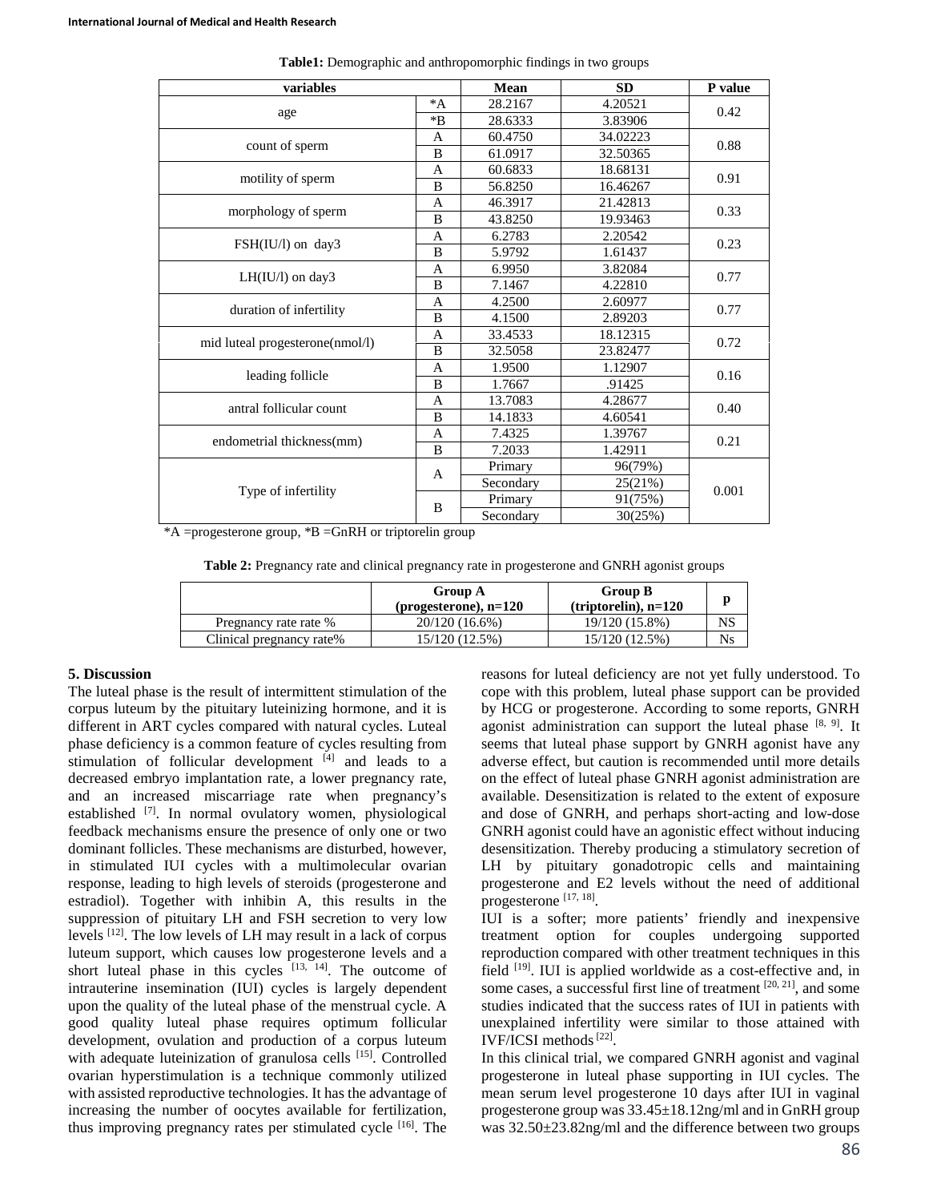**Table1:** Demographic and anthropomorphic findings in two groups

| variables | | Mean | SD | P value |
|---|---|---|---|---|
| age | *A | 28.2167 | 4.20521 | 0.42 |
| | *B | 28.6333 | 3.83906 | |
| count of sperm | A | 60.4750 | 34.02223 | 0.88 |
| | B | 61.0917 | 32.50365 | |
| motility of sperm | A | 60.6833 | 18.68131 | 0.91 |
| | B | 56.8250 | 16.46267 | |
| morphology of sperm | A | 46.3917 | 21.42813 | 0.33 |
| | B | 43.8250 | 19.93463 | |
| FSH(IU/l) on day3 | A | 6.2783 | 2.20542 | 0.23 |
| | B | 5.9792 | 1.61437 | |
| LH(IU/l) on day3 | A | 6.9950 | 3.82084 | 0.77 |
| | B | 7.1467 | 4.22810 | |
| duration of infertility | A | 4.2500 | 2.60977 | 0.77 |
| | B | 4.1500 | 2.89203 | |
| mid luteal progesterone(nmol/l) | A | 33.4533 | 18.12315 | 0.72 |
| | B | 32.5058 | 23.82477 | |
| leading follicle | A | 1.9500 | 1.12907 | 0.16 |
| | B | 1.7667 | .91425 | |
| antral follicular count | A | 13.7083 | 4.28677 | 0.40 |
| | B | 14.1833 | 4.60541 | |
| endometrial thickness(mm) | A | 7.4325 | 1.39767 | 0.21 |
| | B | 7.2033 | 1.42911 | |
| Type of infertility | A | Primary | 96(79%) | 0.001 |
| | | Secondary | 25(21%) | |
| | B | Primary | 91(75%) | |
| | | Secondary | 30(25%) | |

*A =progesterone group, *B =GnRH or triptorelin group

**Table 2:** Pregnancy rate and clinical pregnancy rate in progesterone and GNRH agonist groups

| | Group A (progesterone), n=120 | Group B (triptorelin), n=120 | p |
|---|---|---|---|
| Pregnancy rate rate % | 20/120 (16.6%) | 19/120 (15.8%) | NS |
| Clinical pregnancy rate% | 15/120 (12.5%) | 15/120 (12.5%) | Ns |

## 5. Discussion

The luteal phase is the result of intermittent stimulation of the corpus luteum by the pituitary luteinizing hormone, and it is different in ART cycles compared with natural cycles. Luteal phase deficiency is a common feature of cycles resulting from stimulation of follicular development [4] and leads to a decreased embryo implantation rate, a lower pregnancy rate, and an increased miscarriage rate when pregnancy's established [7]. In normal ovulatory women, physiological feedback mechanisms ensure the presence of only one or two dominant follicles. These mechanisms are disturbed, however, in stimulated IUI cycles with a multimolecular ovarian response, leading to high levels of steroids (progesterone and estradiol). Together with inhibin A, this results in the suppression of pituitary LH and FSH secretion to very low levels [12]. The low levels of LH may result in a lack of corpus luteum support, which causes low progesterone levels and a short luteal phase in this cycles [13, 14]. The outcome of intrauterine insemination (IUI) cycles is largely dependent upon the quality of the luteal phase of the menstrual cycle. A good quality luteal phase requires optimum follicular development, ovulation and production of a corpus luteum with adequate luteinization of granulosa cells [15]. Controlled ovarian hyperstimulation is a technique commonly utilized with assisted reproductive technologies. It has the advantage of increasing the number of oocytes available for fertilization, thus improving pregnancy rates per stimulated cycle [16]. The reasons for luteal deficiency are not yet fully understood. To cope with this problem, luteal phase support can be provided by HCG or progesterone. According to some reports, GNRH agonist administration can support the luteal phase [8, 9]. It seems that luteal phase support by GNRH agonist have any adverse effect, but caution is recommended until more details on the effect of luteal phase GNRH agonist administration are available. Desensitization is related to the extent of exposure and dose of GNRH, and perhaps short-acting and low-dose GNRH agonist could have an agonistic effect without inducing desensitization. Thereby producing a stimulatory secretion of LH by pituitary gonadotropic cells and maintaining progesterone and E2 levels without the need of additional progesterone [17, 18].

IUI is a softer; more patients' friendly and inexpensive treatment option for couples undergoing supported reproduction compared with other treatment techniques in this field [19]. IUI is applied worldwide as a cost-effective and, in some cases, a successful first line of treatment [20, 21], and some studies indicated that the success rates of IUI in patients with unexplained infertility were similar to those attained with IVF/ICSI methods [22].

In this clinical trial, we compared GNRH agonist and vaginal progesterone in luteal phase supporting in IUI cycles. The mean serum level progesterone 10 days after IUI in vaginal progesterone group was 33.45±18.12ng/ml and in GnRH group was 32.50±23.82ng/ml and the difference between two groups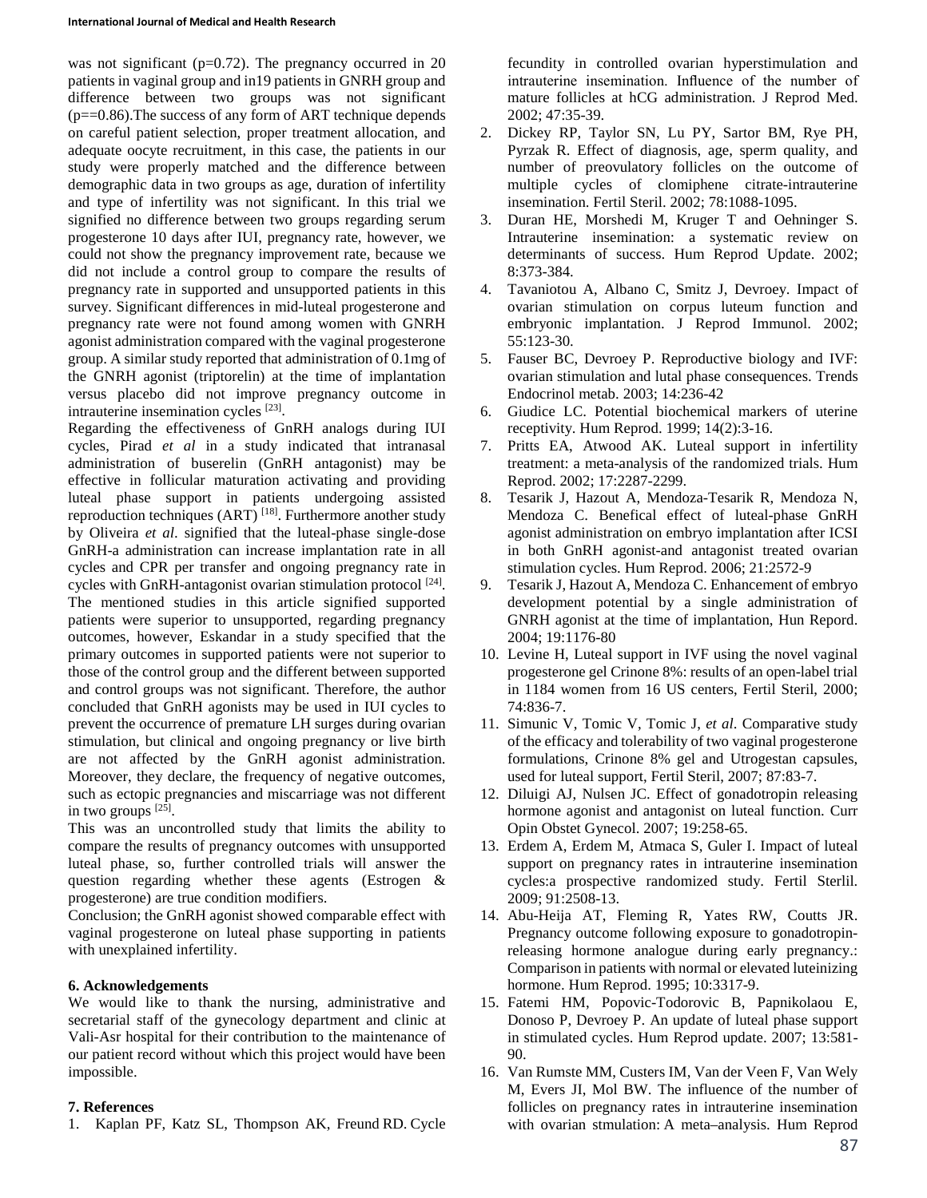was not significant (p=0.72). The pregnancy occurred in 20 patients in vaginal group and in19 patients in GNRH group and difference between two groups was not significant (p==0.86).The success of any form of ART technique depends on careful patient selection, proper treatment allocation, and adequate oocyte recruitment, in this case, the patients in our study were properly matched and the difference between demographic data in two groups as age, duration of infertility and type of infertility was not significant. In this trial we signified no difference between two groups regarding serum progesterone 10 days after IUI, pregnancy rate, however, we could not show the pregnancy improvement rate, because we did not include a control group to compare the results of pregnancy rate in supported and unsupported patients in this survey. Significant differences in mid-luteal progesterone and pregnancy rate were not found among women with GNRH agonist administration compared with the vaginal progesterone group. A similar study reported that administration of 0.1mg of the GNRH agonist (triptorelin) at the time of implantation versus placebo did not improve pregnancy outcome in intrauterine insemination cycles [23].

Regarding the effectiveness of GnRH analogs during IUI cycles, Pirad *et al* in a study indicated that intranasal administration of buserelin (GnRH antagonist) may be effective in follicular maturation activating and providing luteal phase support in patients undergoing assisted reproduction techniques (ART) [18]. Furthermore another study by Oliveira *et al*. signified that the luteal-phase single-dose GnRH-a administration can increase implantation rate in all cycles and CPR per transfer and ongoing pregnancy rate in cycles with GnRH-antagonist ovarian stimulation protocol [24]. The mentioned studies in this article signified supported patients were superior to unsupported, regarding pregnancy outcomes, however, Eskandar in a study specified that the primary outcomes in supported patients were not superior to those of the control group and the different between supported and control groups was not significant. Therefore, the author concluded that GnRH agonists may be used in IUI cycles to prevent the occurrence of premature LH surges during ovarian stimulation, but clinical and ongoing pregnancy or live birth are not affected by the GnRH agonist administration. Moreover, they declare, the frequency of negative outcomes, such as ectopic pregnancies and miscarriage was not different in two groups [25].

This was an uncontrolled study that limits the ability to compare the results of pregnancy outcomes with unsupported luteal phase, so, further controlled trials will answer the question regarding whether these agents (Estrogen & progesterone) are true condition modifiers.

Conclusion; the GnRH agonist showed comparable effect with vaginal progesterone on luteal phase supporting in patients with unexplained infertility.

## 6. Acknowledgements

We would like to thank the nursing, administrative and secretarial staff of the gynecology department and clinic at Vali-Asr hospital for their contribution to the maintenance of our patient record without which this project would have been impossible.

## 7. References

1. Kaplan PF, Katz SL, Thompson AK, Freund RD. Cycle fecundity in controlled ovarian hyperstimulation and intrauterine insemination. Influence of the number of mature follicles at hCG administration. J Reprod Med. 2002; 47:35-39.
2. Dickey RP, Taylor SN, Lu PY, Sartor BM, Rye PH, Pyrzak R. Effect of diagnosis, age, sperm quality, and number of preovulatory follicles on the outcome of multiple cycles of clomiphene citrate-intrauterine insemination. Fertil Steril. 2002; 78:1088-1095.
3. Duran HE, Morshedi M, Kruger T and Oehninger S. Intrauterine insemination: a systematic review on determinants of success. Hum Reprod Update. 2002; 8:373-384.
4. Tavaniotou A, Albano C, Smitz J, Devroey. Impact of ovarian stimulation on corpus luteum function and embryonic implantation. J Reprod Immunol. 2002; 55:123-30.
5. Fauser BC, Devroey P. Reproductive biology and IVF: ovarian stimulation and lutal phase consequences. Trends Endocrinol metab. 2003; 14:236-42
6. Giudice LC. Potential biochemical markers of uterine receptivity. Hum Reprod. 1999; 14(2):3-16.
7. Pritts EA, Atwood AK. Luteal support in infertility treatment: a meta-analysis of the randomized trials. Hum Reprod. 2002; 17:2287-2299.
8. Tesarik J, Hazout A, Mendoza-Tesarik R, Mendoza N, Mendoza C. Benefical effect of luteal-phase GnRH agonist administration on embryo implantation after ICSI in both GnRH agonist-and antagonist treated ovarian stimulation cycles. Hum Reprod. 2006; 21:2572-9
9. Tesarik J, Hazout A, Mendoza C. Enhancement of embryo development potential by a single administration of GNRH agonist at the time of implantation, Hun Repord. 2004; 19:1176-80
10. Levine H, Luteal support in IVF using the novel vaginal progesterone gel Crinone 8%: results of an open-label trial in 1184 women from 16 US centers, Fertil Steril, 2000; 74:836-7.
11. Simunic V, Tomic V, Tomic J, *et al*. Comparative study of the efficacy and tolerability of two vaginal progesterone formulations, Crinone 8% gel and Utrogestan capsules, used for luteal support, Fertil Steril, 2007; 87:83-7.
12. Diluigi AJ, Nulsen JC. Effect of gonadotropin releasing hormone agonist and antagonist on luteal function. Curr Opin Obstet Gynecol. 2007; 19:258-65.
13. Erdem A, Erdem M, Atmaca S, Guler I. Impact of luteal support on pregnancy rates in intrauterine insemination cycles:a prospective randomized study. Fertil Sterlil. 2009; 91:2508-13.
14. Abu-Heija AT, Fleming R, Yates RW, Coutts JR. Pregnancy outcome following exposure to gonadotropin-releasing hormone analogue during early pregnancy.: Comparison in patients with normal or elevated luteinizing hormone. Hum Reprod. 1995; 10:3317-9.
15. Fatemi HM, Popovic-Todorovic B, Papnikolaou E, Donoso P, Devroey P. An update of luteal phase support in stimulated cycles. Hum Reprod update. 2007; 13:581-90.
16. Van Rumste MM, Custers IM, Van der Veen F, Van Wely M, Evers JI, Mol BW. The influence of the number of follicles on pregnancy rates in intrauterine insemination with ovarian stmulation: A meta–analysis. Hum Reprod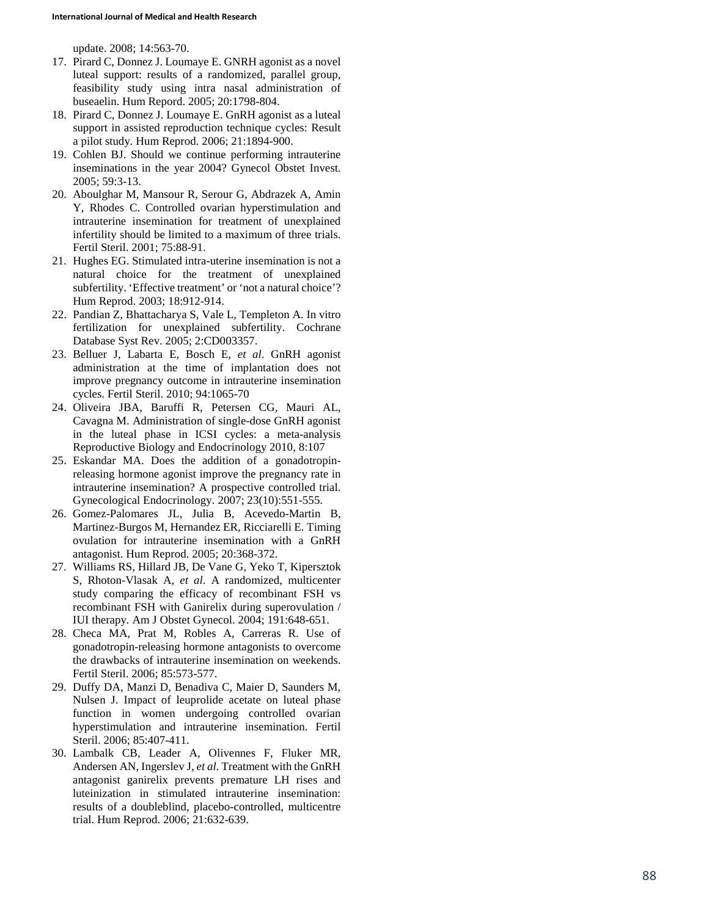update. 2008; 14:563-70.

17. Pirard C, Donnez J. Loumaye E. GNRH agonist as a novel luteal support: results of a randomized, parallel group, feasibility study using intra nasal administration of buseaelin. Hum Repord. 2005; 20:1798-804.
18. Pirard C, Donnez J. Loumaye E. GnRH agonist as a luteal support in assisted reproduction technique cycles: Result a pilot study. Hum Reprod. 2006; 21:1894-900.
19. Cohlen BJ. Should we continue performing intrauterine inseminations in the year 2004? Gynecol Obstet Invest. 2005; 59:3-13.
20. Aboulghar M, Mansour R, Serour G, Abdrazek A, Amin Y, Rhodes C. Controlled ovarian hyperstimulation and intrauterine insemination for treatment of unexplained infertility should be limited to a maximum of three trials. Fertil Steril. 2001; 75:88-91.
21. Hughes EG. Stimulated intra-uterine insemination is not a natural choice for the treatment of unexplained subfertility. 'Effective treatment' or 'not a natural choice'? Hum Reprod. 2003; 18:912-914.
22. Pandian Z, Bhattacharya S, Vale L, Templeton A. In vitro fertilization for unexplained subfertility. Cochrane Database Syst Rev. 2005; 2:CD003357.
23. Belluer J, Labarta E, Bosch E, *et al*. GnRH agonist administration at the time of implantation does not improve pregnancy outcome in intrauterine insemination cycles. Fertil Steril. 2010; 94:1065-70
24. Oliveira JBA, Baruffi R, Petersen CG, Mauri AL, Cavagna M. Administration of single-dose GnRH agonist in the luteal phase in ICSI cycles: a meta-analysis Reproductive Biology and Endocrinology 2010, 8:107
25. Eskandar MA. Does the addition of a gonadotropin-releasing hormone agonist improve the pregnancy rate in intrauterine insemination? A prospective controlled trial. Gynecological Endocrinology. 2007; 23(10):551-555.
26. Gomez-Palomares JL, Julia B, Acevedo-Martin B, Martinez-Burgos M, Hernandez ER, Ricciarelli E. Timing ovulation for intrauterine insemination with a GnRH antagonist. Hum Reprod. 2005; 20:368-372.
27. Williams RS, Hillard JB, De Vane G, Yeko T, Kipersztok S, Rhoton-Vlasak A, *et al*. A randomized, multicenter study comparing the efficacy of recombinant FSH vs recombinant FSH with Ganirelix during superovulation / IUI therapy. Am J Obstet Gynecol. 2004; 191:648-651.
28. Checa MA, Prat M, Robles A, Carreras R. Use of gonadotropin-releasing hormone antagonists to overcome the drawbacks of intrauterine insemination on weekends. Fertil Steril. 2006; 85:573-577.
29. Duffy DA, Manzi D, Benadiva C, Maier D, Saunders M, Nulsen J. Impact of leuprolide acetate on luteal phase function in women undergoing controlled ovarian hyperstimulation and intrauterine insemination. Fertil Steril. 2006; 85:407-411.
30. Lambalk CB, Leader A, Olivennes F, Fluker MR, Andersen AN, Ingerslev J, *et al.* Treatment with the GnRH antagonist ganirelix prevents premature LH rises and luteinization in stimulated intrauterine insemination: results of a doubleblind, placebo-controlled, multicentre trial. Hum Reprod. 2006; 21:632-639.